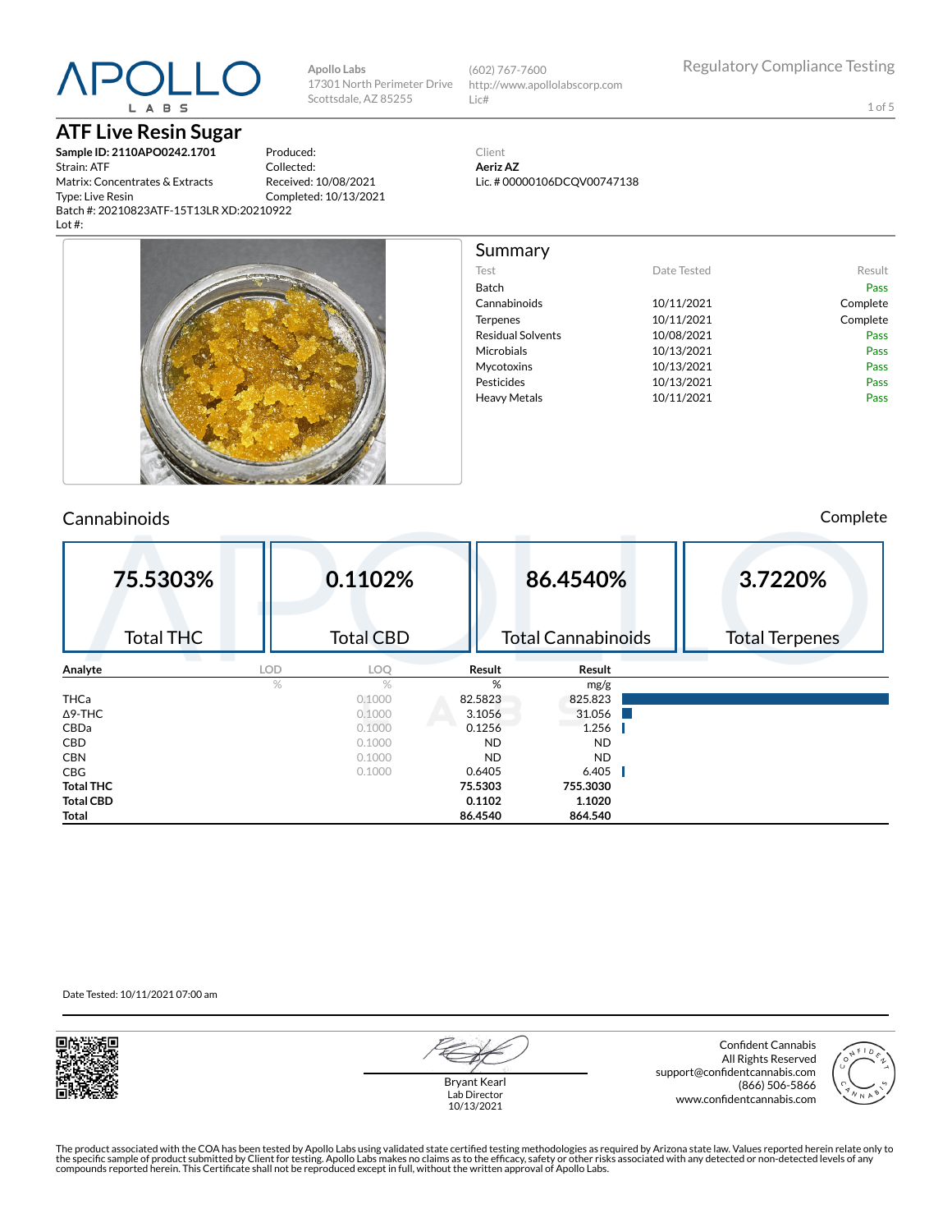**Apollo Labs**
17301 North Perimeter Drive
Scottsdale, AZ 85255

(602) 767-7600
http://www.apollolabscorp.com
Lic#

Regulatory Compliance Testing

# ATF Live Resin Sugar

**Sample ID: 2110APO0242.1701**
Strain: ATF
Matrix: Concentrates & Extracts
Type: Live Resin
Batch #: 20210823ATF-15T13LR XD:20210922
Lot #:

Produced:
Collected:
Received: 10/08/2021
Completed: 10/13/2021

Client
**Aeriz AZ**
Lic. # 00000106DCQV00747138

## Summary

| Test | Date Tested | Result |
|---|---|---|
| Batch | | Pass |
| Cannabinoids | 10/11/2021 | Complete |
| Terpenes | 10/11/2021 | Complete |
| Residual Solvents | 10/08/2021 | Pass |
| Microbials | 10/13/2021 | Pass |
| Mycotoxins | 10/13/2021 | Pass |
| Pesticides | 10/13/2021 | Pass |
| Heavy Metals | 10/11/2021 | Pass |

## Cannabinoids

Complete

| 75.5303% | 0.1102% | 86.4540% | 3.7220% |
|---|---|---|---|
| Total THC | Total CBD | Total Cannabinoids | Total Terpenes |

| Analyte | LOD | LOQ | Result | Result |
|---|---|---|---|---|
| | % | % | % | mg/g |
| THCa | | 0.1000 | 82.5823 | 825.823 |
| Δ9-THC | | 0.1000 | 3.1056 | 31.056 |
| CBDa | | 0.1000 | 0.1256 | 1.256 |
| CBD | | 0.1000 | ND | ND |
| CBN | | 0.1000 | ND | ND |
| CBG | | 0.1000 | 0.6405 | 6.405 |
| **Total THC** | | | **75.5303** | **755.3030** |
| **Total CBD** | | | **0.1102** | **1.1020** |
| **Total** | | | **86.4540** | **864.540** |

Date Tested: 10/11/2021 07:00 am

Bryant Kearl
Lab Director
10/13/2021

Confident Cannabis
All Rights Reserved
support@confidentcannabis.com
(866) 506-5866
www.confidentcannabis.com

The product associated with the COA has been tested by Apollo Labs using validated state certified testing methodologies as required by Arizona state law. Values reported herein relate only to the specific sample of product submitted by Client for testing. Apollo Labs makes no claims as to the efficacy, safety or other risks associated with any detected or non-detected levels of any compounds reported herein. This Certificate shall not be reproduced except in full, without the written approval of Apollo Labs.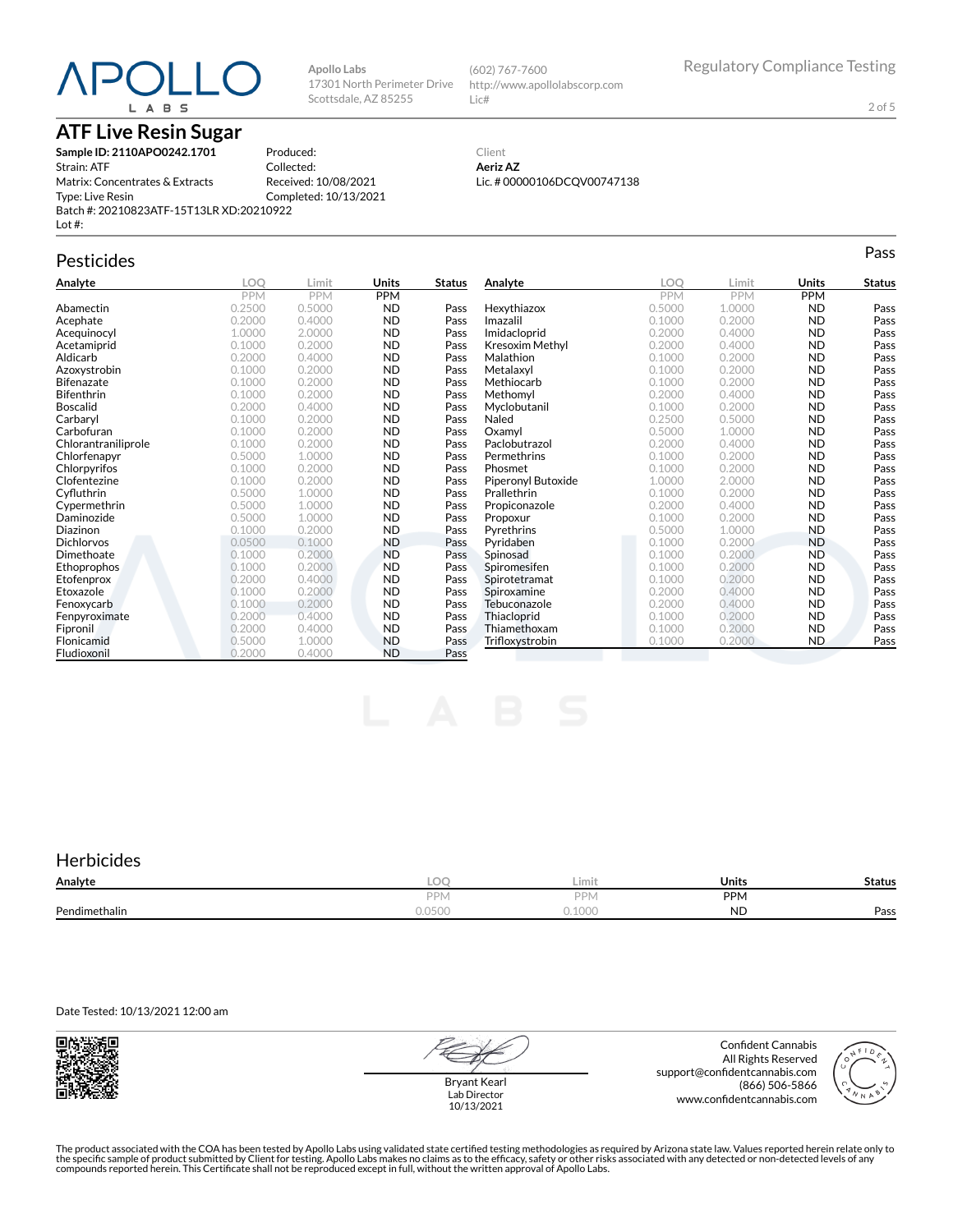Apollo Labs
17301 North Perimeter Drive
Scottsdale, AZ 85255

(602) 767-7600
http://www.apollolabscorp.com
Lic#

Regulatory Compliance Testing

# ATF Live Resin Sugar

**Sample ID: 2110APO0242.1701**
Strain: ATF
Matrix: Concentrates & Extracts
Type: Live Resin
Batch #: 20210823ATF-15T13LR XD:20210922
Lot #:

Produced:
Collected:
Received: 10/08/2021
Completed: 10/13/2021

Client
**Aeriz AZ**
Lic. # 00000106DCQV00747138

## Pesticides

Pass

| Analyte | LOQ | Limit | Units | Status |
|---|---|---|---|---|
| | PPM | PPM | PPM | |
| Abamectin | 0.2500 | 0.5000 | ND | Pass |
| Acephate | 0.2000 | 0.4000 | ND | Pass |
| Acequinocyl | 1.0000 | 2.0000 | ND | Pass |
| Acetamiprid | 0.1000 | 0.2000 | ND | Pass |
| Aldicarb | 0.2000 | 0.4000 | ND | Pass |
| Azoxystrobin | 0.1000 | 0.2000 | ND | Pass |
| Bifenazate | 0.1000 | 0.2000 | ND | Pass |
| Bifenthrin | 0.1000 | 0.2000 | ND | Pass |
| Boscalid | 0.2000 | 0.4000 | ND | Pass |
| Carbaryl | 0.1000 | 0.2000 | ND | Pass |
| Carbofuran | 0.1000 | 0.2000 | ND | Pass |
| Chlorantraniliprole | 0.1000 | 0.2000 | ND | Pass |
| Chlorfenapyr | 0.5000 | 1.0000 | ND | Pass |
| Chlorpyrifos | 0.1000 | 0.2000 | ND | Pass |
| Clofentezine | 0.1000 | 0.2000 | ND | Pass |
| Cyfluthrin | 0.5000 | 1.0000 | ND | Pass |
| Cypermethrin | 0.5000 | 1.0000 | ND | Pass |
| Daminozide | 0.5000 | 1.0000 | ND | Pass |
| Diazinon | 0.1000 | 0.2000 | ND | Pass |
| Dichlorvos | 0.0500 | 0.1000 | ND | Pass |
| Dimethoate | 0.1000 | 0.2000 | ND | Pass |
| Ethoprophos | 0.1000 | 0.2000 | ND | Pass |
| Etofenprox | 0.2000 | 0.4000 | ND | Pass |
| Etoxazole | 0.1000 | 0.2000 | ND | Pass |
| Fenoxycarb | 0.1000 | 0.2000 | ND | Pass |
| Fenpyroximate | 0.2000 | 0.4000 | ND | Pass |
| Fipronil | 0.2000 | 0.4000 | ND | Pass |
| Flonicamid | 0.5000 | 1.0000 | ND | Pass |
| Fludioxonil | 0.2000 | 0.4000 | ND | Pass |
| Hexythiazox | 0.5000 | 1.0000 | ND | Pass |
| Imazalil | 0.1000 | 0.2000 | ND | Pass |
| Imidacloprid | 0.2000 | 0.4000 | ND | Pass |
| Kresoxim Methyl | 0.2000 | 0.4000 | ND | Pass |
| Malathion | 0.1000 | 0.2000 | ND | Pass |
| Metalaxyl | 0.1000 | 0.2000 | ND | Pass |
| Methiocarb | 0.1000 | 0.2000 | ND | Pass |
| Methomyl | 0.2000 | 0.4000 | ND | Pass |
| Myclobutanil | 0.1000 | 0.2000 | ND | Pass |
| Naled | 0.2500 | 0.5000 | ND | Pass |
| Oxamyl | 0.5000 | 1.0000 | ND | Pass |
| Paclobutrazol | 0.2000 | 0.4000 | ND | Pass |
| Permethrins | 0.1000 | 0.2000 | ND | Pass |
| Phosmet | 0.1000 | 0.2000 | ND | Pass |
| Piperonyl Butoxide | 1.0000 | 2.0000 | ND | Pass |
| Prallethrin | 0.1000 | 0.2000 | ND | Pass |
| Propiconazole | 0.2000 | 0.4000 | ND | Pass |
| Propoxur | 0.1000 | 0.2000 | ND | Pass |
| Pyrethrins | 0.5000 | 1.0000 | ND | Pass |
| Pyridaben | 0.1000 | 0.2000 | ND | Pass |
| Spinosad | 0.1000 | 0.2000 | ND | Pass |
| Spiromesifen | 0.1000 | 0.2000 | ND | Pass |
| Spirotetramat | 0.1000 | 0.2000 | ND | Pass |
| Spiroxamine | 0.2000 | 0.4000 | ND | Pass |
| Tebuconazole | 0.2000 | 0.4000 | ND | Pass |
| Thiacloprid | 0.1000 | 0.2000 | ND | Pass |
| Thiamethoxam | 0.1000 | 0.2000 | ND | Pass |
| Trifloxystrobin | 0.1000 | 0.2000 | ND | Pass |

## Herbicides

| Analyte | LOQ | Limit | Units | Status |
|---|---|---|---|---|
| | PPM | PPM | PPM | |
| Pendimethalin | 0.0500 | 0.1000 | ND | Pass |

Date Tested: 10/13/2021 12:00 am

Bryant Kearl
Lab Director
10/13/2021

Confident Cannabis
All Rights Reserved
support@confidentcannabis.com
(866) 506-5866
www.confidentcannabis.com

The product associated with the COA has been tested by Apollo Labs using validated state certified testing methodologies as required by Arizona state law. Values reported herein relate only to the specific sample of product submitted by Client for testing. Apollo Labs makes no claims as to the efficacy, safety or other risks associated with any detected or non-detected levels of any compounds reported herein. This Certificate shall not be reproduced except in full, without the written approval of Apollo Labs.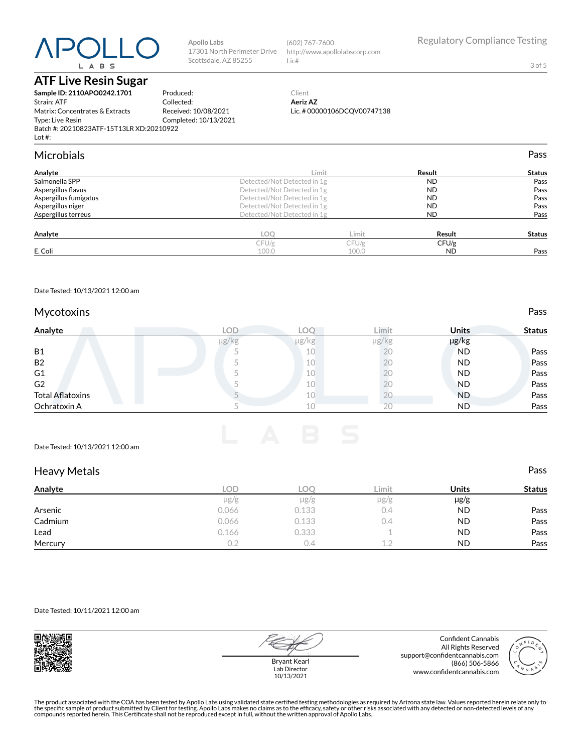Apollo Labs
17301 North Perimeter Drive
Scottsdale, AZ 85255

(602) 767-7600
http://www.apollolabscorp.com
Lic#

Regulatory Compliance Testing

# ATF Live Resin Sugar

**Sample ID: 2110APO0242.1701**
Strain: ATF
Matrix: Concentrates & Extracts
Type: Live Resin
Batch #: 20210823ATF-15T13LR XD:20210922
Lot #:

Produced:
Collected:
Received: 10/08/2021
Completed: 10/13/2021

Client
**Aeriz AZ**
Lic. # 00000106DCQV00747138

## Microbials

Pass

| Analyte | Limit | Result | Status |
|---|---|---|---|
| Salmonella SPP | Detected/Not Detected in 1g | ND | Pass |
| Aspergillus flavus | Detected/Not Detected in 1g | ND | Pass |
| Aspergillus fumigatus | Detected/Not Detected in 1g | ND | Pass |
| Aspergillus niger | Detected/Not Detected in 1g | ND | Pass |
| Aspergillus terreus | Detected/Not Detected in 1g | ND | Pass |

| Analyte | LOQ | Limit | Result | Status |
|---|---|---|---|---|
| | CFU/g | CFU/g | CFU/g | |
| E. Coli | 100.0 | 100.0 | ND | Pass |

Date Tested: 10/13/2021 12:00 am

## Mycotoxins

Pass

| Analyte | LOD | LOQ | Limit | Units | Status |
|---|---|---|---|---|---|
| | μg/kg | μg/kg | μg/kg | μg/kg | |
| B1 | 5 | 10 | 20 | ND | Pass |
| B2 | 5 | 10 | 20 | ND | Pass |
| G1 | 5 | 10 | 20 | ND | Pass |
| G2 | 5 | 10 | 20 | ND | Pass |
| Total Aflatoxins | 5 | 10 | 20 | ND | Pass |
| Ochratoxin A | 5 | 10 | 20 | ND | Pass |

Date Tested: 10/13/2021 12:00 am

## Heavy Metals

Pass

| Analyte | LOD | LOQ | Limit | Units | Status |
|---|---|---|---|---|---|
| | μg/g | μg/g | μg/g | μg/g | |
| Arsenic | 0.066 | 0.133 | 0.4 | ND | Pass |
| Cadmium | 0.066 | 0.133 | 0.4 | ND | Pass |
| Lead | 0.166 | 0.333 | 1 | ND | Pass |
| Mercury | 0.2 | 0.4 | 1.2 | ND | Pass |

Date Tested: 10/11/2021 12:00 am

Bryant Kearl
Lab Director
10/13/2021

Confident Cannabis
All Rights Reserved
support@confidentcannabis.com
(866) 506-5866
www.confidentcannabis.com

The product associated with the COA has been tested by Apollo Labs using validated state certified testing methodologies as required by Arizona state law. Values reported herein relate only to the specific sample of product submitted by Client for testing. Apollo Labs makes no claims as to the efficacy, safety or other risks associated with any detected or non-detected levels of any compounds reported herein. This Certificate shall not be reproduced except in full, without the written approval of Apollo Labs.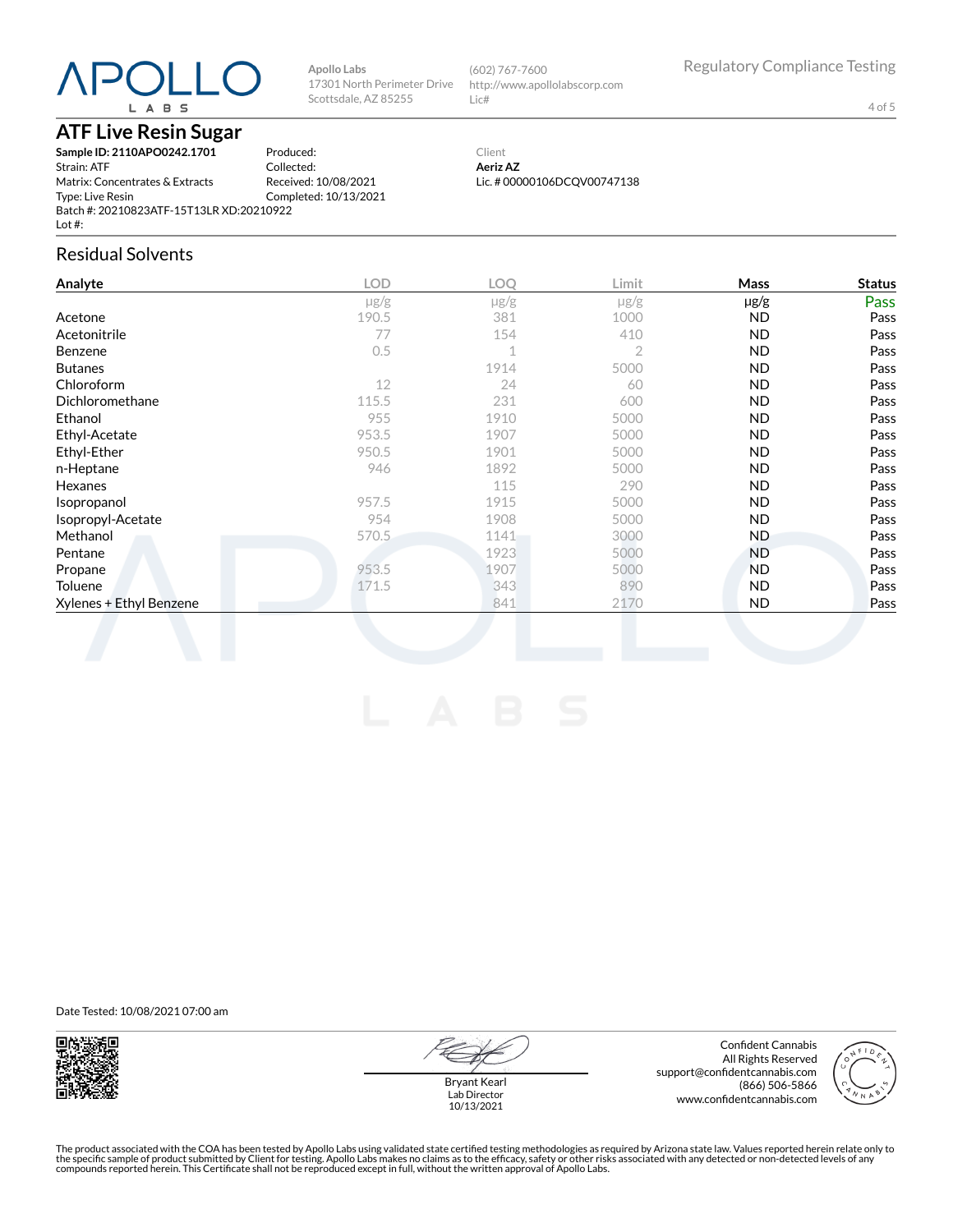Apollo Labs
17301 North Perimeter Drive
Scottsdale, AZ 85255

(602) 767-7600
http://www.apollolabscorp.com
Lic#

Regulatory Compliance Testing

# ATF Live Resin Sugar

**Sample ID: 2110APO0242.1701**
Strain: ATF
Matrix: Concentrates & Extracts
Type: Live Resin
Batch #: 20210823ATF-15T13LR XD:20210922
Lot #:

Produced:
Collected:
Received: 10/08/2021
Completed: 10/13/2021

Client
**Aeriz AZ**
Lic. # 00000106DCQV00747138

## Residual Solvents

| Analyte | LOD | LOQ | Limit | Mass | Status |
|---|---|---|---|---|---|
| | μg/g | μg/g | μg/g | μg/g | Pass |
| Acetone | 190.5 | 381 | 1000 | ND | Pass |
| Acetonitrile | 77 | 154 | 410 | ND | Pass |
| Benzene | 0.5 | 1 | 2 | ND | Pass |
| Butanes | | 1914 | 5000 | ND | Pass |
| Chloroform | 12 | 24 | 60 | ND | Pass |
| Dichloromethane | 115.5 | 231 | 600 | ND | Pass |
| Ethanol | 955 | 1910 | 5000 | ND | Pass |
| Ethyl-Acetate | 953.5 | 1907 | 5000 | ND | Pass |
| Ethyl-Ether | 950.5 | 1901 | 5000 | ND | Pass |
| n-Heptane | 946 | 1892 | 5000 | ND | Pass |
| Hexanes | | 115 | 290 | ND | Pass |
| Isopropanol | 957.5 | 1915 | 5000 | ND | Pass |
| Isopropyl-Acetate | 954 | 1908 | 5000 | ND | Pass |
| Methanol | 570.5 | 1141 | 3000 | ND | Pass |
| Pentane | | 1923 | 5000 | ND | Pass |
| Propane | 953.5 | 1907 | 5000 | ND | Pass |
| Toluene | 171.5 | 343 | 890 | ND | Pass |
| Xylenes + Ethyl Benzene | | 841 | 2170 | ND | Pass |

Date Tested: 10/08/2021 07:00 am

Bryant Kearl
Lab Director
10/13/2021

Confident Cannabis
All Rights Reserved
support@confidentcannabis.com
(866) 506-5866
www.confidentcannabis.com

The product associated with the COA has been tested by Apollo Labs using validated state certified testing methodologies as required by Arizona state law. Values reported herein relate only to the specific sample of product submitted by Client for testing. Apollo Labs makes no claims as to the efficacy, safety or other risks associated with any detected or non-detected levels of any compounds reported herein. This Certificate shall not be reproduced except in full, without the written approval of Apollo Labs.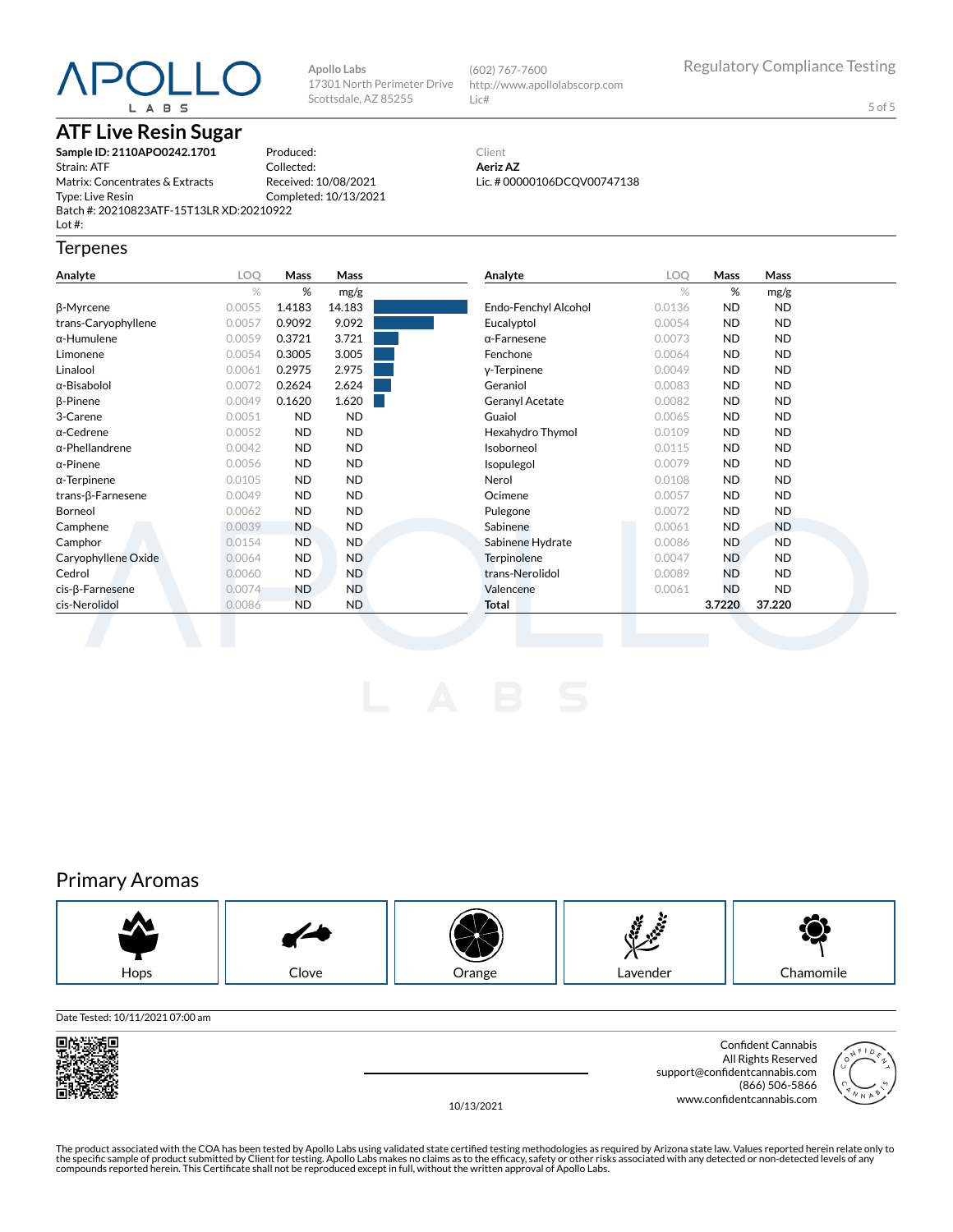APOLLO LABS

Apollo Labs
17301 North Perimeter Drive
Scottsdale, AZ 85255

(602) 767-7600
http://www.apollolabscorp.com
Lic#

Regulatory Compliance Testing

# ATF Live Resin Sugar

**Sample ID: 2110APO0242.1701**
Strain: ATF
Matrix: Concentrates & Extracts
Type: Live Resin
Batch #: 20210823ATF-15T13LR XD:20210922
Lot #:

Produced:
Collected:
Received: 10/08/2021
Completed: 10/13/2021

Client
**Aeriz AZ**
Lic. # 00000106DCQV00747138

## Terpenes

| Analyte | LOQ | Mass | Mass |
|---|---|---|---|
| | % | % | mg/g |
| β-Myrcene | 0.0055 | 1.4183 | 14.183 |
| trans-Caryophyllene | 0.0057 | 0.9092 | 9.092 |
| α-Humulene | 0.0059 | 0.3721 | 3.721 |
| Limonene | 0.0054 | 0.3005 | 3.005 |
| Linalool | 0.0061 | 0.2975 | 2.975 |
| α-Bisabolol | 0.0072 | 0.2624 | 2.624 |
| β-Pinene | 0.0049 | 0.1620 | 1.620 |
| 3-Carene | 0.0051 | ND | ND |
| α-Cedrene | 0.0052 | ND | ND |
| α-Phellandrene | 0.0042 | ND | ND |
| α-Pinene | 0.0056 | ND | ND |
| α-Terpinene | 0.0105 | ND | ND |
| trans-β-Farnesene | 0.0049 | ND | ND |
| Borneol | 0.0062 | ND | ND |
| Camphene | 0.0039 | ND | ND |
| Camphor | 0.0154 | ND | ND |
| Caryophyllene Oxide | 0.0064 | ND | ND |
| Cedrol | 0.0060 | ND | ND |
| cis-β-Farnesene | 0.0074 | ND | ND |
| cis-Nerolidol | 0.0086 | ND | ND |
| Endo-Fenchyl Alcohol | 0.0136 | ND | ND |
| Eucalyptol | 0.0054 | ND | ND |
| α-Farnesene | 0.0073 | ND | ND |
| Fenchone | 0.0064 | ND | ND |
| γ-Terpinene | 0.0049 | ND | ND |
| Geraniol | 0.0083 | ND | ND |
| Geranyl Acetate | 0.0082 | ND | ND |
| Guaiol | 0.0065 | ND | ND |
| Hexahydro Thymol | 0.0109 | ND | ND |
| Isoborneol | 0.0115 | ND | ND |
| Isopulegol | 0.0079 | ND | ND |
| Nerol | 0.0108 | ND | ND |
| Ocimene | 0.0057 | ND | ND |
| Pulegone | 0.0072 | ND | ND |
| Sabinene | 0.0061 | ND | ND |
| Sabinene Hydrate | 0.0086 | ND | ND |
| Terpinolene | 0.0047 | ND | ND |
| trans-Nerolidol | 0.0089 | ND | ND |
| Valencene | 0.0061 | ND | ND |
| **Total** | | **3.7220** | **37.220** |

## Primary Aromas

Hops | Clove | Orange | Lavender | Chamomile

Date Tested: 10/11/2021 07:00 am

10/13/2021

Confident Cannabis
All Rights Reserved
support@confidentcannabis.com
(866) 506-5866
www.confidentcannabis.com

The product associated with the COA has been tested by Apollo Labs using validated state certified testing methodologies as required by Arizona state law. Values reported herein relate only to the specific sample of product submitted by Client for testing. Apollo Labs makes no claims as to the efficacy, safety or other risks associated with any detected or non-detected levels of any compounds reported herein. This Certificate shall not be reproduced except in full, without the written approval of Apollo Labs.